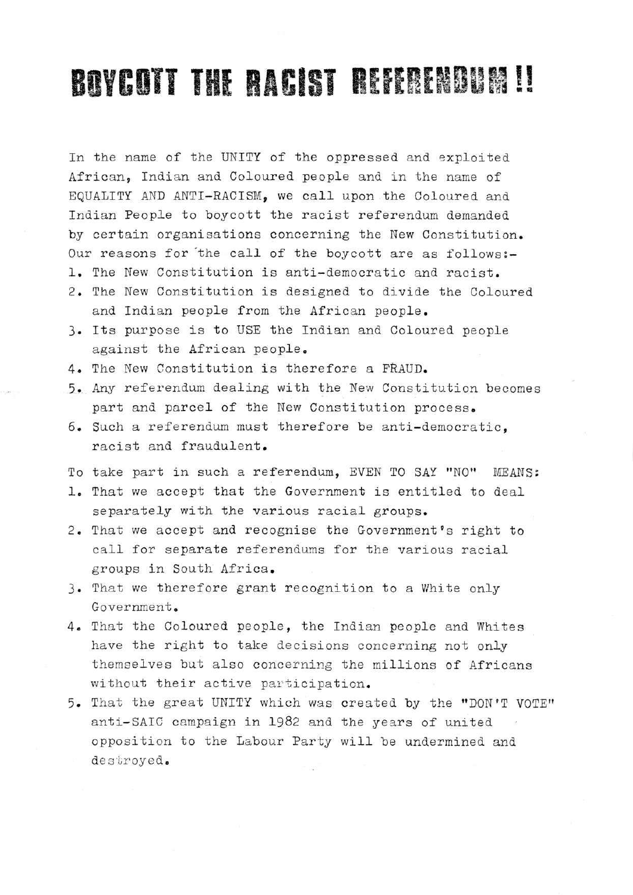# BOYCOTT THE RACIST REFERENDUM !!

In the name of the UNITY of the oppressed and exploited African, Indian and Coloured people and in the name of EQUALITY AND ANTI-RACISM, we call upon the Coloured and Indian People to boycott the racist referendum demanded by certain organisations concerning the New Constitution. Our reasons for the call of the boycott are as follows:-

1. The New Constitution is anti-democratic and racist.
2. The New Constitution is designed to divide the Coloured and Indian people from the African people.
3. Its purpose is to USE the Indian and Coloured people against the African people.
4. The New Constitution is therefore a FRAUD.
5. Any referendum dealing with the New Constitution becomes part and parcel of the New Constitution process.
6. Such a referendum must therefore be anti-democratic, racist and fraudulent.

To take part in such a referendum, EVEN TO SAY "NO" MEANS:

1. That we accept that the Government is entitled to deal separately with the various racial groups.
2. That we accept and recognise the Government's right to call for separate referendums for the various racial groups in South Africa.
3. That we therefore grant recognition to a White only Government.
4. That the Coloured people, the Indian people and Whites have the right to take decisions concerning not only themselves but also concerning the millions of Africans without their active participation.
5. That the great UNITY which was created by the "DON'T VOTE" anti-SAIC campaign in 1982 and the years of united opposition to the Labour Party will be undermined and destroyed.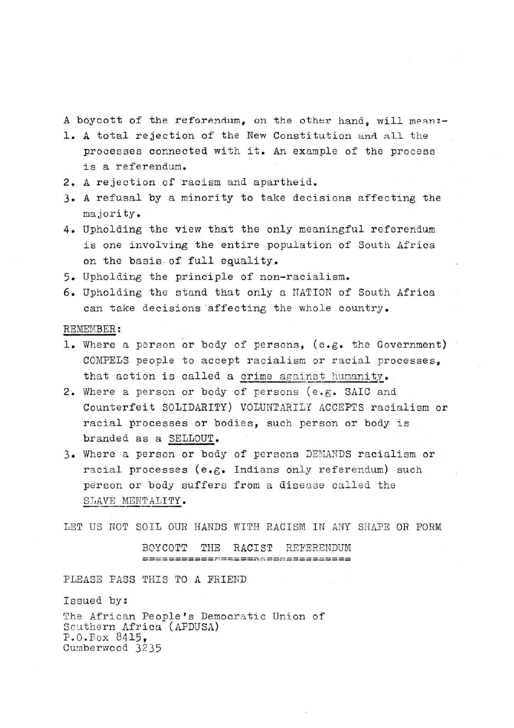A boycott of the referendum, on the other hand, will mean:-

1. A total rejection of the New Constitution and all the processes connected with it. An example of the process is a referendum.
2. A rejection of racism and apartheid.
3. A refusal by a minority to take decisions affecting the majority.
4. Upholding the view that the only meaningful referendum is one involving the entire population of South Africa on the basis of full equality.
5. Upholding the principle of non-racialism.
6. Upholding the stand that only a NATION of South Africa can take decisions affecting the whole country.

<u>REMEMBER</u>:

1. Where a person or body of persons, (e.g. the Government) COMPELS people to accept racialism or racial processes, that action is called a <u>crime against humanity</u>.
2. Where a person or body of persons (e.g. SAIC and Counterfeit SOLIDARITY) VOLUNTARILY ACCEPTS racialism or racial processes or bodies, such person or body is branded as a <u>SELLOUT</u>.
3. Where a person or body of persons DEMANDS racialism or racial processes (e.g. Indians only referendum) such person or body suffers from a disease called the <u>SLAVE MENTALITY</u>.

LET US NOT SOIL OUR HANDS WITH RACISM IN ANY SHAPE OR FORM

**BOYCOTT THE RACIST REFERENDUM**

PLEASE PASS THIS TO A FRIEND

Issued by:

The African People's Democratic Union of Southern Africa (APDUSA)
P.O.Box 8415,
Cumberwood 3235